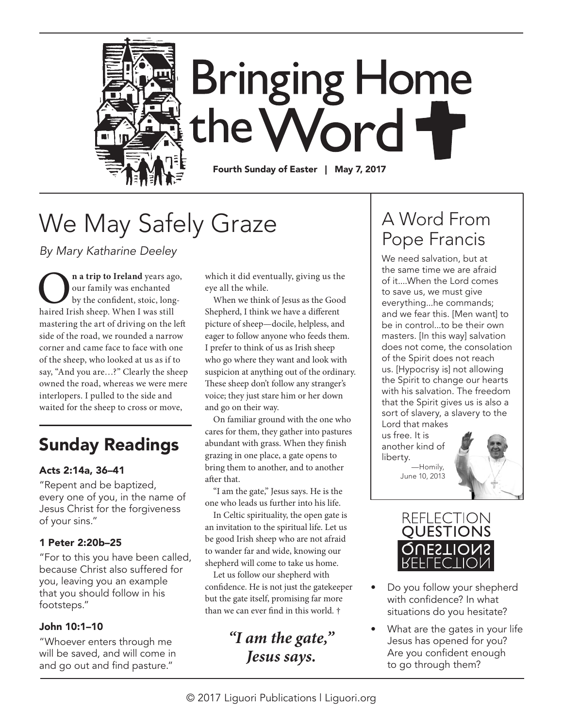# Bringing Home the Word

**Fourth Sunday of Easter | May 7, 2017**

## We May Safely Graze

*By Mary Katharine Deeley*

**On a trip to Ireland** years ago, our family was enchanted by the confident, stoic, long-haired Irish sheep. When I was still mastering the art of driving on the left side of the road, we rounded a narrow corner and came face to face with one of the sheep, who looked at us as if to say, "And you are…?" Clearly the sheep owned the road, whereas we were mere interlopers. I pulled to the side and waited for the sheep to cross or move, which it did eventually, giving us the eye all the while.

When we think of Jesus as the Good Shepherd, I think we have a different picture of sheep—docile, helpless, and eager to follow anyone who feeds them. I prefer to think of us as Irish sheep who go where they want and look with suspicion at anything out of the ordinary. These sheep don't follow any stranger's voice; they just stare him or her down and go on their way.

On familiar ground with the one who cares for them, they gather into pastures abundant with grass. When they finish grazing in one place, a gate opens to bring them to another, and to another after that.

"I am the gate," Jesus says. He is the one who leads us further into his life.

In Celtic spirituality, the open gate is an invitation to the spiritual life. Let us be good Irish sheep who are not afraid to wander far and wide, knowing our shepherd will come to take us home.

Let us follow our shepherd with confidence. He is not just the gatekeeper but the gate itself, promising far more than we can ever find in this world. †

***"I am the gate," Jesus says.***

## Sunday Readings

### Acts 2:14a, 36–41

"Repent and be baptized, every one of you, in the name of Jesus Christ for the forgiveness of your sins."

### 1 Peter 2:20b–25

"For to this you have been called, because Christ also suffered for you, leaving you an example that you should follow in his footsteps."

### John 10:1–10

"Whoever enters through me will be saved, and will come in and go out and find pasture."

## A Word From Pope Francis

We need salvation, but at the same time we are afraid of it....When the Lord comes to save us, we must give everything...he commands; and we fear this. [Men want] to be in control...to be their own masters. [In this way] salvation does not come, the consolation of the Spirit does not reach us. [Hypocrisy is] not allowing the Spirit to change our hearts with his salvation. The freedom that the Spirit gives us is also a sort of slavery, a slavery to the Lord that makes us free. It is another kind of liberty.

—Homily, June 10, 2013

## Reflection Questions

- Do you follow your shepherd with confidence? In what situations do you hesitate?
- What are the gates in your life Jesus has opened for you? Are you confident enough to go through them?

© 2017 Liguori Publications | Liguori.org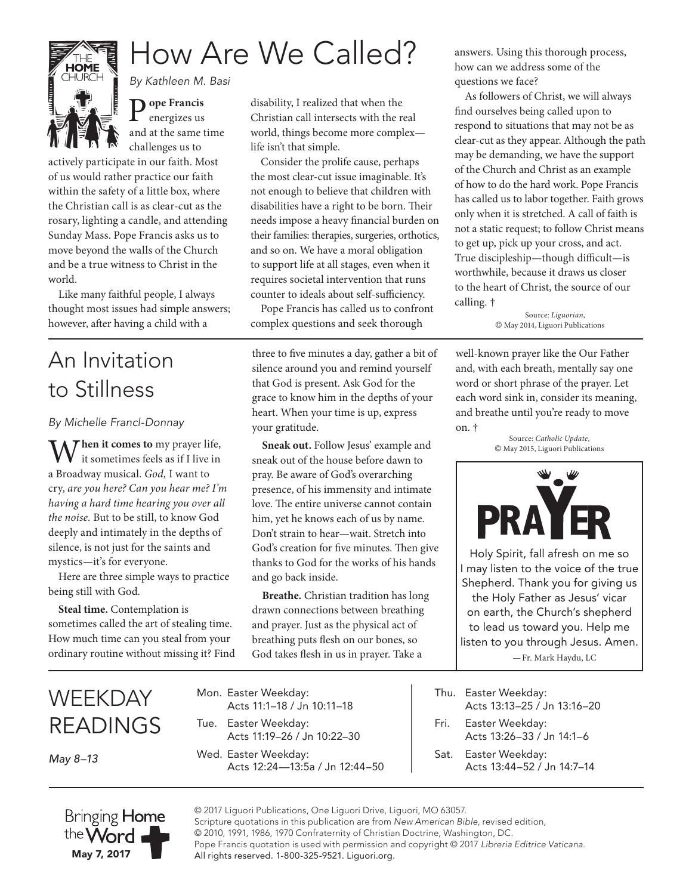# How Are We Called?

*By Kathleen M. Basi*

**Pope Francis** energizes us and at the same time challenges us to actively participate in our faith. Most of us would rather practice our faith within the safety of a little box, where the Christian call is as clear-cut as the rosary, lighting a candle, and attending Sunday Mass. Pope Francis asks us to move beyond the walls of the Church and be a true witness to Christ in the world.

Like many faithful people, I always thought most issues had simple answers; however, after having a child with a disability, I realized that when the Christian call intersects with the real world, things become more complex—life isn't that simple.

Consider the prolife cause, perhaps the most clear-cut issue imaginable. It's not enough to believe that children with disabilities have a right to be born. Their needs impose a heavy financial burden on their families: therapies, surgeries, orthotics, and so on. We have a moral obligation to support life at all stages, even when it requires societal intervention that runs counter to ideals about self-sufficiency.

Pope Francis has called us to confront complex questions and seek thorough answers. Using this thorough process, how can we address some of the questions we face?

As followers of Christ, we will always find ourselves being called upon to respond to situations that may not be as clear-cut as they appear. Although the path may be demanding, we have the support of the Church and Christ as an example of how to do the hard work. Pope Francis has called us to labor together. Faith grows only when it is stretched. A call of faith is not a static request; to follow Christ means to get up, pick up your cross, and act. True discipleship—though difficult—is worthwhile, because it draws us closer to the heart of Christ, the source of our calling. †

Source: *Liguorian*, © May 2014, Liguori Publications

# An Invitation to Stillness

*By Michelle Francl-Donnay*

**When it comes to** my prayer life, it sometimes feels as if I live in a Broadway musical. *God,* I want to cry, *are you here? Can you hear me? I'm having a hard time hearing you over all the noise.* But to be still, to know God deeply and intimately in the depths of silence, is not just for the saints and mystics—it's for everyone.

Here are three simple ways to practice being still with God.

**Steal time.** Contemplation is sometimes called the art of stealing time. How much time can you steal from your ordinary routine without missing it? Find three to five minutes a day, gather a bit of silence around you and remind yourself that God is present. Ask God for the grace to know him in the depths of your heart. When your time is up, express your gratitude.

**Sneak out.** Follow Jesus' example and sneak out of the house before dawn to pray. Be aware of God's overarching presence, of his immensity and intimate love. The entire universe cannot contain him, yet he knows each of us by name. Don't strain to hear—wait. Stretch into God's creation for five minutes. Then give thanks to God for the works of his hands and go back inside.

**Breathe.** Christian tradition has long drawn connections between breathing and prayer. Just as the physical act of breathing puts flesh on our bones, so God takes flesh in us in prayer. Take a well-known prayer like the Our Father and, with each breath, mentally say one word or short phrase of the prayer. Let each word sink in, consider its meaning, and breathe until you're ready to move on. †

Source: *Catholic Update*, © May 2015, Liguori Publications

## PRAYER

Holy Spirit, fall afresh on me so I may listen to the voice of the true Shepherd. Thank you for giving us the Holy Father as Jesus' vicar on earth, the Church's shepherd to lead us toward you. Help me listen to you through Jesus. Amen.

—Fr. Mark Haydu, LC

# WEEKDAY READINGS

*May 8–13*

- Mon. Easter Weekday: Acts 11:1–18 / Jn 10:11–18
- Tue. Easter Weekday: Acts 11:19–26 / Jn 10:22–30
- Wed. Easter Weekday: Acts 12:24—13:5a / Jn 12:44–50
- Thu. Easter Weekday: Acts 13:13–25 / Jn 13:16–20
- Fri. Easter Weekday: Acts 13:26–33 / Jn 14:1–6
- Sat. Easter Weekday: Acts 13:44–52 / Jn 14:7–14

Bringing Home the Word
May 7, 2017

© 2017 Liguori Publications, One Liguori Drive, Liguori, MO 63057.
Scripture quotations in this publication are from *New American Bible,* revised edition, © 2010, 1991, 1986, 1970 Confraternity of Christian Doctrine, Washington, DC.
Pope Francis quotation is used with permission and copyright © 2017 *Libreria Editrice Vaticana.*
All rights reserved. 1-800-325-9521. Liguori.org.